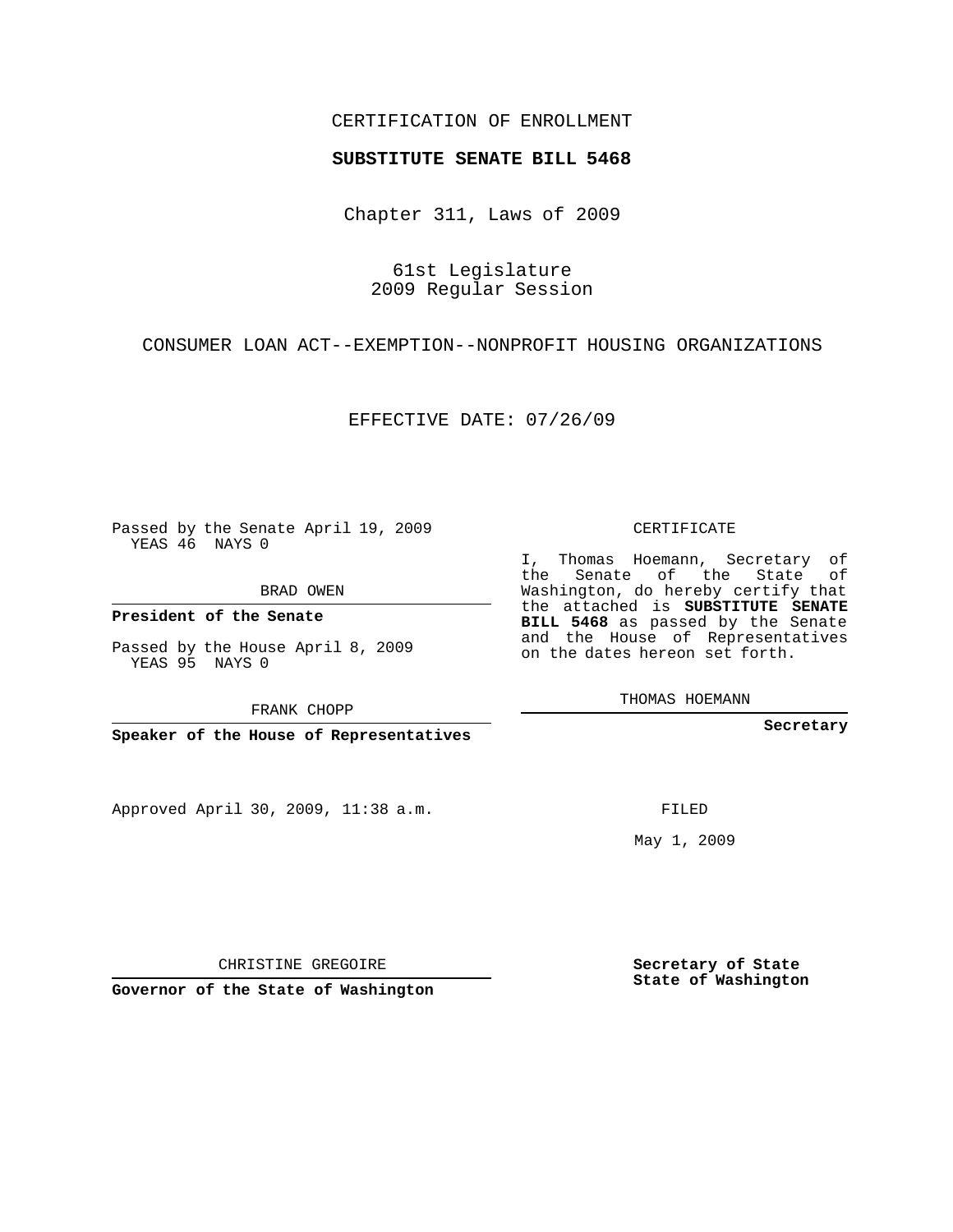CERTIFICATION OF ENROLLMENT

**SUBSTITUTE SENATE BILL 5468**

Chapter 311, Laws of 2009

61st Legislature
2009 Regular Session

CONSUMER LOAN ACT--EXEMPTION--NONPROFIT HOUSING ORGANIZATIONS

EFFECTIVE DATE: 07/26/09

Passed by the Senate April 19, 2009
YEAS 46 NAYS 0

BRAD OWEN

**President of the Senate**

Passed by the House April 8, 2009
YEAS 95 NAYS 0

FRANK CHOPP

**Speaker of the House of Representatives**

Approved April 30, 2009, 11:38 a.m.

CHRISTINE GREGOIRE

**Governor of the State of Washington**

CERTIFICATE

I, Thomas Hoemann, Secretary of the Senate of the State of Washington, do hereby certify that the attached is **SUBSTITUTE SENATE BILL 5468** as passed by the Senate and the House of Representatives on the dates hereon set forth.

THOMAS HOEMANN

**Secretary**

FILED

May 1, 2009

**Secretary of State**
**State of Washington**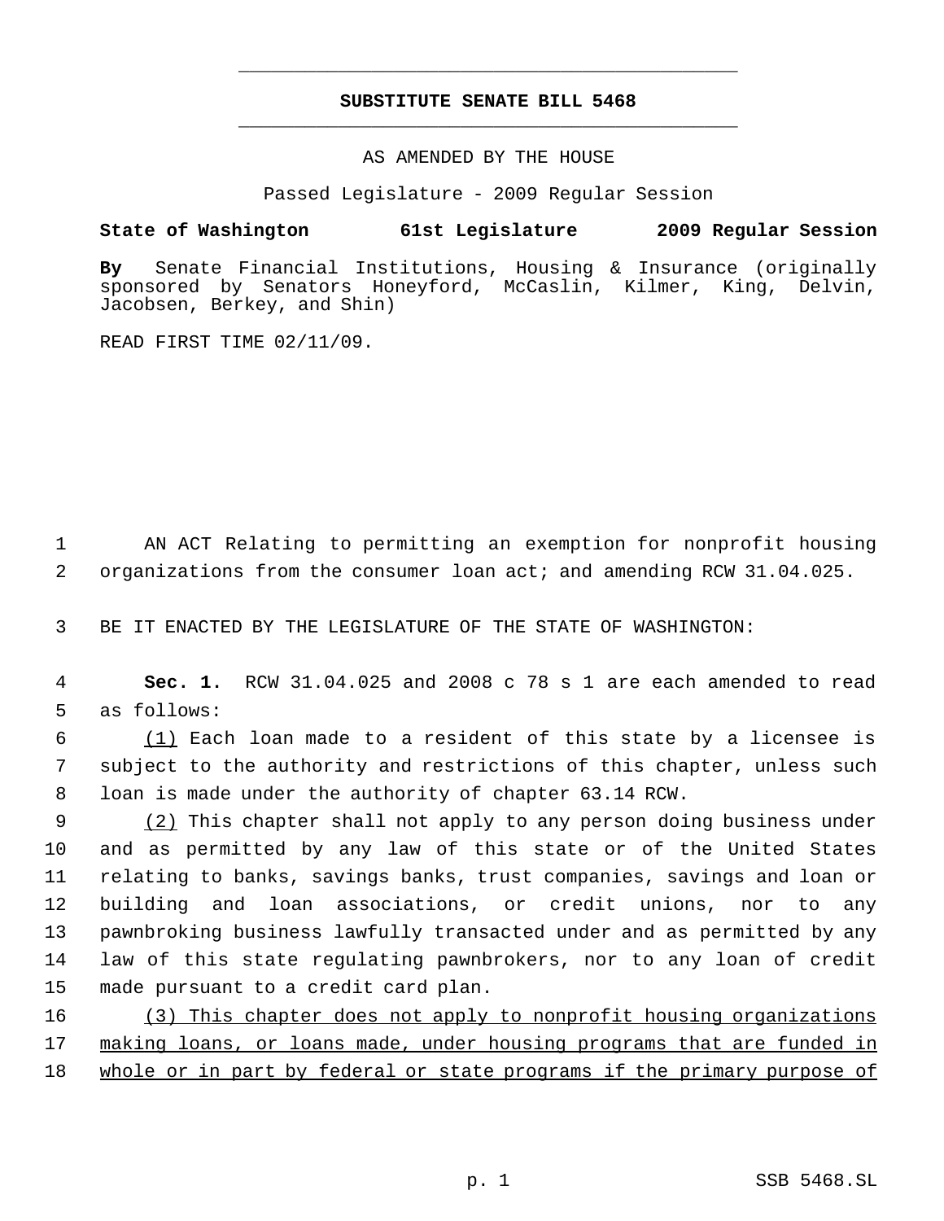**SUBSTITUTE SENATE BILL 5468**

AS AMENDED BY THE HOUSE

Passed Legislature - 2009 Regular Session

**State of Washington 61st Legislature 2009 Regular Session**

**By** Senate Financial Institutions, Housing & Insurance (originally sponsored by Senators Honeyford, McCaslin, Kilmer, King, Delvin, Jacobsen, Berkey, and Shin)

READ FIRST TIME 02/11/09.

AN ACT Relating to permitting an exemption for nonprofit housing organizations from the consumer loan act; and amending RCW 31.04.025.

BE IT ENACTED BY THE LEGISLATURE OF THE STATE OF WASHINGTON:

**Sec. 1.** RCW 31.04.025 and 2008 c 78 s 1 are each amended to read as follows:

<u>(1)</u> Each loan made to a resident of this state by a licensee is subject to the authority and restrictions of this chapter, unless such loan is made under the authority of chapter 63.14 RCW.

<u>(2)</u> This chapter shall not apply to any person doing business under and as permitted by any law of this state or of the United States relating to banks, savings banks, trust companies, savings and loan or building and loan associations, or credit unions, nor to any pawnbroking business lawfully transacted under and as permitted by any law of this state regulating pawnbrokers, nor to any loan of credit made pursuant to a credit card plan.

<u>(3) This chapter does not apply to nonprofit housing organizations making loans, or loans made, under housing programs that are funded in whole or in part by federal or state programs if the primary purpose of</u>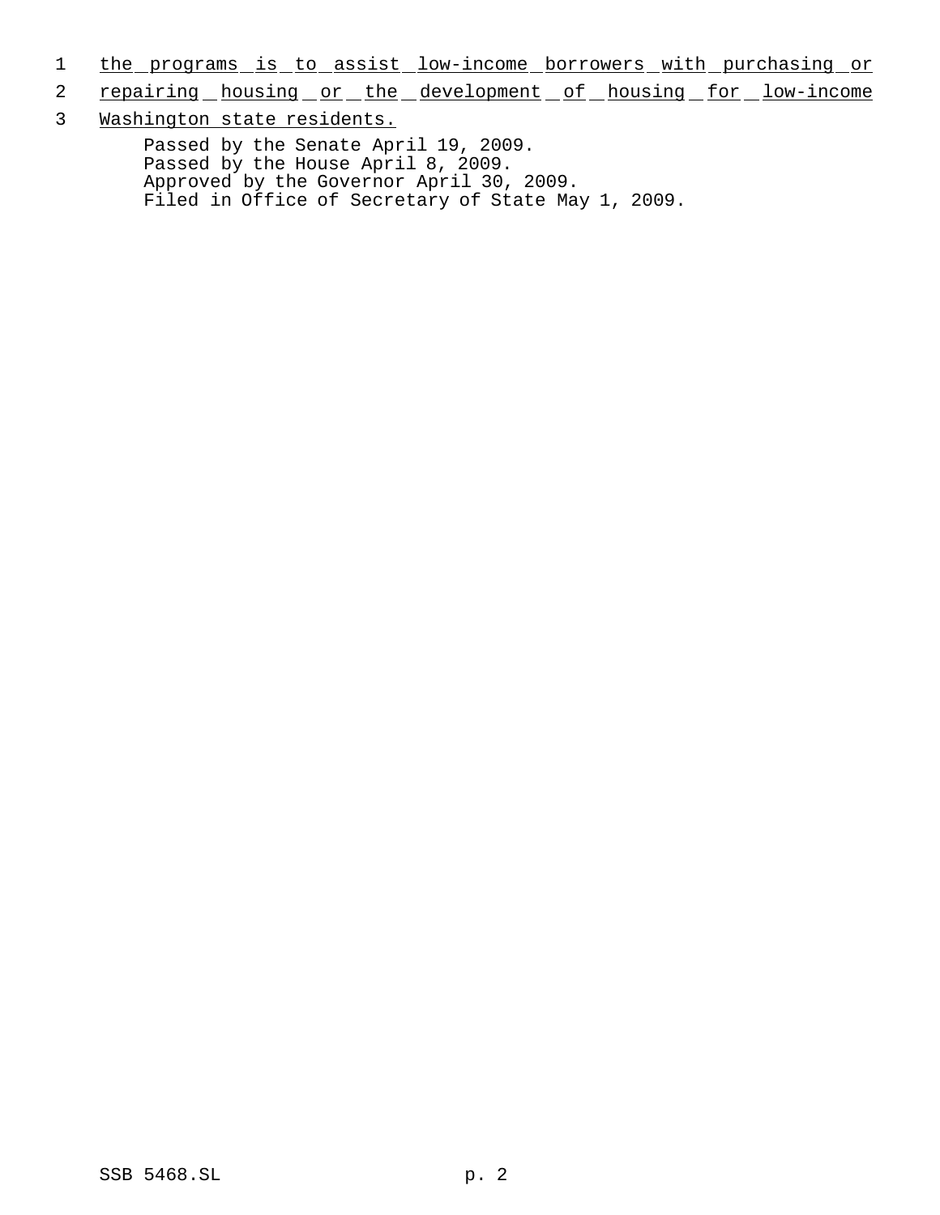the programs is to assist low-income borrowers with purchasing or repairing housing or the development of housing for low-income Washington state residents.

Passed by the Senate April 19, 2009.
Passed by the House April 8, 2009.
Approved by the Governor April 30, 2009.
Filed in Office of Secretary of State May 1, 2009.